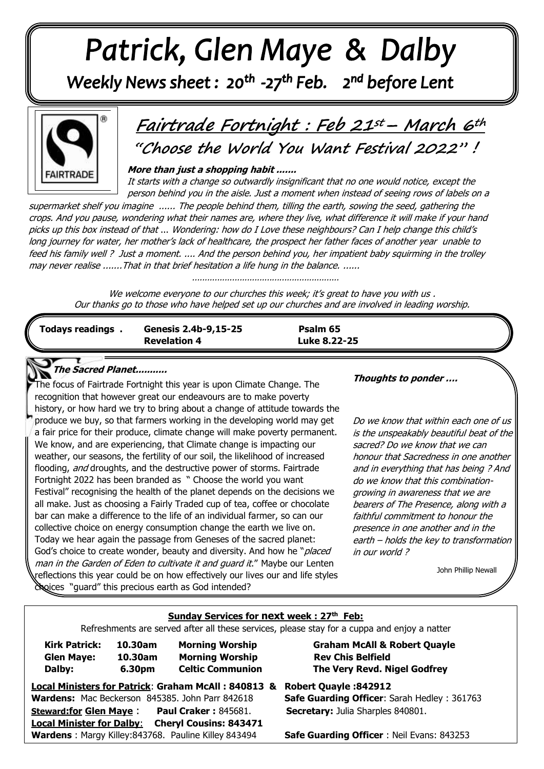# Patrick, Glen Maye & Dalby

## Weekly News sheet : 20th -27th Feb. 2nd before Lent

## Fairtrade Fortnight : Feb 21st – March 6th

### "Choose the World You Want Festival 2022" !

***More than just a shopping habit .......***

*It starts with a change so outwardly insignificant that no one would notice, except the person behind you in the aisle. Just a moment when instead of seeing rows of labels on a supermarket shelf you imagine ...... The people behind them, tilling the earth, sowing the seed, gathering the crops. And you pause, wondering what their names are, where they live, what difference it will make if your hand picks up this box instead of that ... Wondering: how do I Love these neighbours? Can I help change this child's long journey for water, her mother's lack of healthcare, the prospect her father faces of another year unable to feed his family well ? Just a moment. .... And the person behind you, her impatient baby squirming in the trolley may never realise .......That in that brief hesitation a life hung in the balance. ......*

*..........................................................*

*We welcome everyone to our churches this week; it's great to have you with us . Our thanks go to those who have helped set up our churches and are involved in leading worship.*

| **Todays readings .** | **Genesis 2.4b-9,15-25** | **Psalm 65** |
|---|---|---|
| | **Revelation 4** | **Luke 8.22-25** |

### *The Sacred Planet..........*

The focus of Fairtrade Fortnight this year is upon Climate Change. The recognition that however great our endeavours are to make poverty history, or how hard we try to bring about a change of attitude towards the produce we buy, so that farmers working in the developing world may get a fair price for their produce, climate change will make poverty permanent. We know, and are experiencing, that Climate change is impacting our weather, our seasons, the fertility of our soil, the likelihood of increased flooding, *and* droughts, and the destructive power of storms. Fairtrade Fortnight 2022 has been branded as " Choose the world you want Festival" recognising the health of the planet depends on the decisions we all make. Just as choosing a Fairly Traded cup of tea, coffee or chocolate bar can make a difference to the life of an individual farmer, so can our collective choice on energy consumption change the earth we live on. Today we hear again the passage from Geneses of the sacred planet: God's choice to create wonder, beauty and diversity. And how he "*placed man in the Garden of Eden to cultivate it and guard it*." Maybe our Lenten reflections this year could be on how effectively our lives our and life styles choices "guard" this precious earth as God intended?

***Thoughts to ponder ….***

*Do we know that within each one of us is the unspeakably beautiful beat of the sacred? Do we know that we can honour that Sacredness in one another and in everything that has being ? And do we know that this combination- growing in awareness that we are bearers of The Presence, along with a faithful commitment to honour the presence in one another and in the earth – holds the key to transformation in our world ?*

John Phillip Newall

**Sunday Services for next week : 27th Feb:**

Refreshments are served after all these services, please stay for a cuppa and enjoy a natter

| | | | |
|---|---|---|---|
| **Kirk Patrick:** | **10.30am** | **Morning Worship** | **Graham McAll & Robert Quayle** |
| **Glen Maye:** | **10.30am** | **Morning Worship** | **Rev Chis Belfield** |
| **Dalby:** | **6.30pm** | **Celtic Communion** | **The Very Revd. Nigel Godfrey** |

**Local Ministers for Patrick**: **Graham McAll : 840813 & Robert Quayle :842912**

**Wardens:** Mac Beckerson 845385. John Parr 842618 — **Safe Guarding Officer**: Sarah Hedley : 361763

**Steward:for Glen Maye** : **Paul Craker :** 845681. — **Secretary:** Julia Sharples 840801.

**Local Minister for Dalby**: **Cheryl Cousins: 843471**

**Wardens** : Margy Killey:843768. Pauline Killey 843494 — **Safe Guarding Officer** : Neil Evans: 843253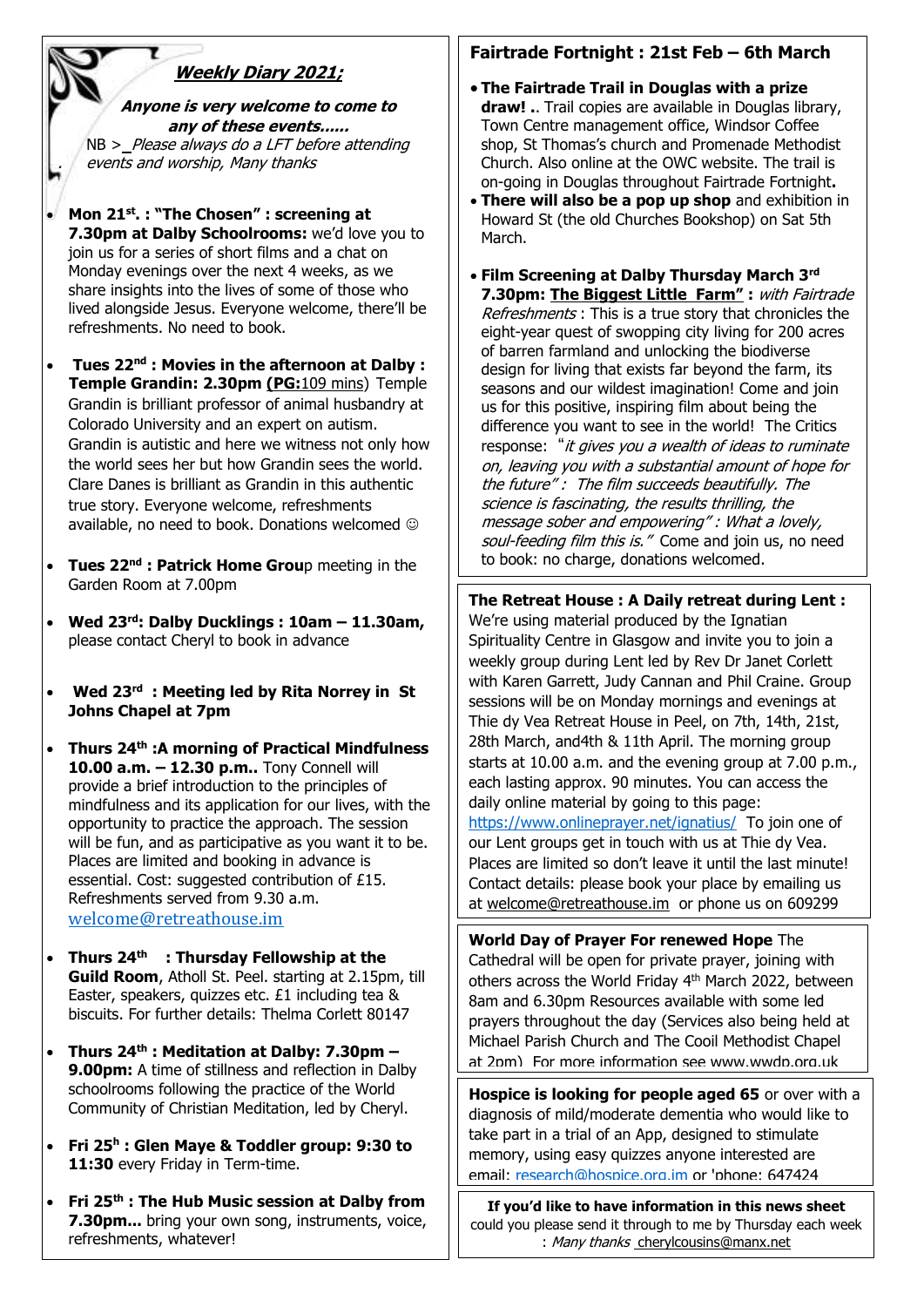## *Weekly Diary 2021;*

***Anyone is very welcome to come to any of these events……***

NB > *Please always do a LFT before attending events and worship, Many thanks*

- **Mon 21st. : "The Chosen" : screening at 7.30pm at Dalby Schoolrooms:** we'd love you to join us for a series of short films and a chat on Monday evenings over the next 4 weeks, as we share insights into the lives of some of those who lived alongside Jesus. Everyone welcome, there'll be refreshments. No need to book.

- **Tues 22nd : Movies in the afternoon at Dalby : Temple Grandin: 2.30pm (PG:**109 mins) Temple Grandin is brilliant professor of animal husbandry at Colorado University and an expert on autism. Grandin is autistic and here we witness not only how the world sees her but how Grandin sees the world. Clare Danes is brilliant as Grandin in this authentic true story. Everyone welcome, refreshments available, no need to book. Donations welcomed ☺

- **Tues 22nd : Patrick Home Grou**p meeting in the Garden Room at 7.00pm

- **Wed 23rd: Dalby Ducklings : 10am – 11.30am,** please contact Cheryl to book in advance

- **Wed 23rd : Meeting led by Rita Norrey in St Johns Chapel at 7pm**

- **Thurs 24th :A morning of Practical Mindfulness 10.00 a.m. – 12.30 p.m..** Tony Connell will provide a brief introduction to the principles of mindfulness and its application for our lives, with the opportunity to practice the approach. The session will be fun, and as participative as you want it to be. Places are limited and booking in advance is essential. Cost: suggested contribution of £15. Refreshments served from 9.30 a.m. welcome@retreathouse.im

- **Thurs 24th : Thursday Fellowship at the Guild Room**, Atholl St. Peel. starting at 2.15pm, till Easter, speakers, quizzes etc. £1 including tea & biscuits. For further details: Thelma Corlett 80147

- **Thurs 24th : Meditation at Dalby: 7.30pm – 9.00pm:** A time of stillness and reflection in Dalby schoolrooms following the practice of the World Community of Christian Meditation, led by Cheryl.

- **Fri 25h : Glen Maye & Toddler group: 9:30 to 11:30** every Friday in Term-time.

- **Fri 25th : The Hub Music session at Dalby from 7.30pm...** bring your own song, instruments, voice, refreshments, whatever!

## Fairtrade Fortnight : 21st Feb – 6th March

- **The Fairtrade Trail in Douglas with a prize draw! .**. Trail copies are available in Douglas library, Town Centre management office, Windsor Coffee shop, St Thomas's church and Promenade Methodist Church. Also online at the OWC website. The trail is on-going in Douglas throughout Fairtrade Fortnight**.**
- **There will also be a pop up shop** and exhibition in Howard St (the old Churches Bookshop) on Sat 5th March.

- **Film Screening at Dalby Thursday March 3rd 7.30pm: The Biggest Little Farm" :** *with Fairtrade Refreshments* : This is a true story that chronicles the eight-year quest of swopping city living for 200 acres of barren farmland and unlocking the biodiverse design for living that exists far beyond the farm, its seasons and our wildest imagination! Come and join us for this positive, inspiring film about being the difference you want to see in the world! The Critics response: "*it gives you a wealth of ideas to ruminate on, leaving you with a substantial amount of hope for the future" : The film succeeds beautifully. The science is fascinating, the results thrilling, the message sober and empowering" : What a lovely, soul-feeding film this is."* Come and join us, no need to book: no charge, donations welcomed.

**The Retreat House : A Daily retreat during Lent :** We're using material produced by the Ignatian Spirituality Centre in Glasgow and invite you to join a weekly group during Lent led by Rev Dr Janet Corlett with Karen Garrett, Judy Cannan and Phil Craine. Group sessions will be on Monday mornings and evenings at Thie dy Vea Retreat House in Peel, on 7th, 14th, 21st, 28th March, and4th & 11th April. The morning group starts at 10.00 a.m. and the evening group at 7.00 p.m., each lasting approx. 90 minutes. You can access the daily online material by going to this page: https://www.onlineprayer.net/ignatius/ To join one of our Lent groups get in touch with us at Thie dy Vea. Places are limited so don't leave it until the last minute! Contact details: please book your place by emailing us at welcome@retreathouse.im or phone us on 609299

**World Day of Prayer For renewed Hope** The Cathedral will be open for private prayer, joining with others across the World Friday 4th March 2022, between 8am and 6.30pm Resources available with some led prayers throughout the day (Services also being held at Michael Parish Church and The Cooil Methodist Chapel at 2pm) For more information see www.wwdp.org.uk

**Hospice is looking for people aged 65** or over with a diagnosis of mild/moderate dementia who would like to take part in a trial of an App, designed to stimulate memory, using easy quizzes anyone interested are email: research@hospice.org.im or 'phone: 647424

**If you'd like to have information in this news sheet** could you please send it through to me by Thursday each week : *Many thanks* cherylcousins@manx.net